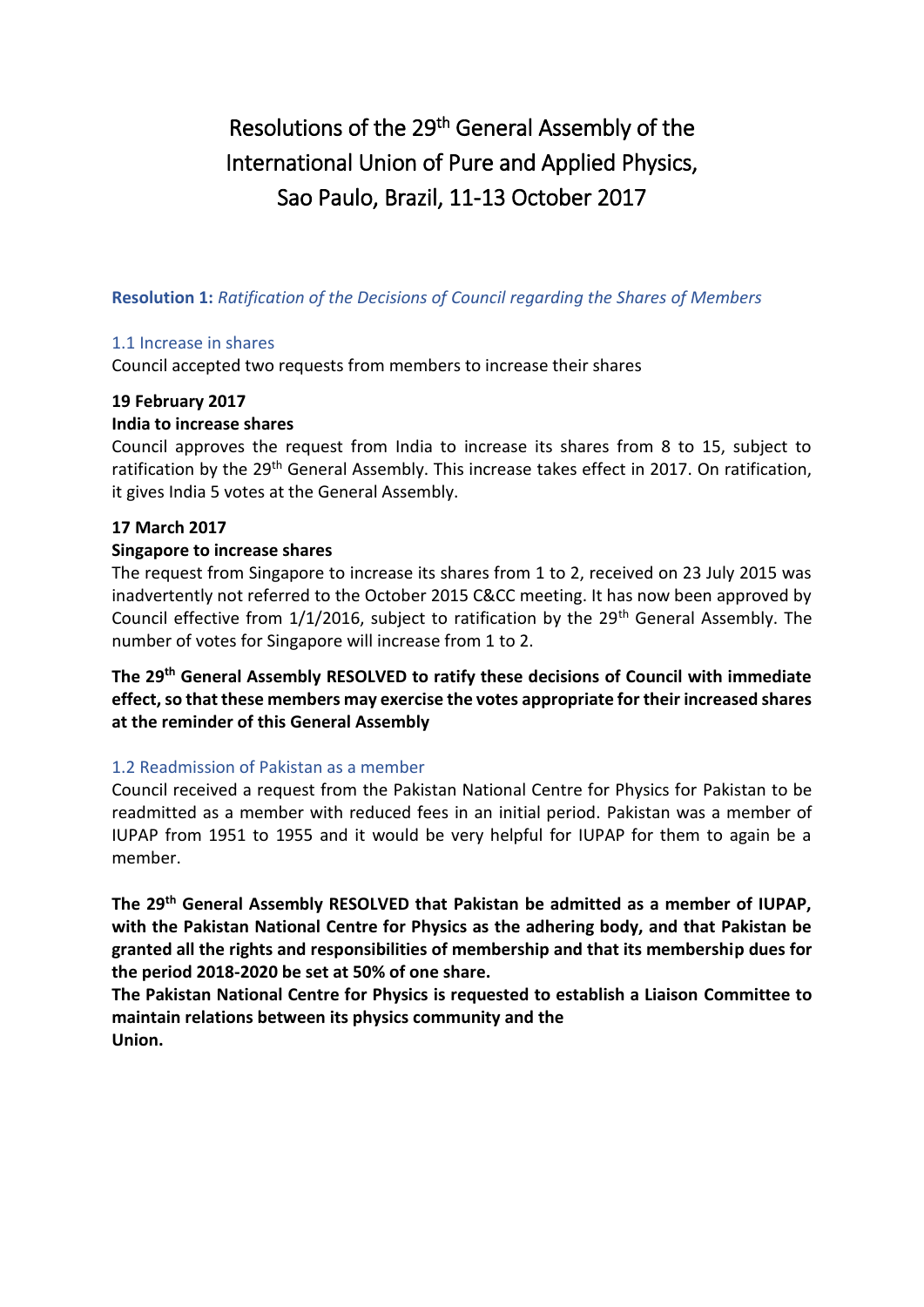# Resolutions of the 29th General Assembly of the International Union of Pure and Applied Physics, Sao Paulo, Brazil, 11-13 October 2017

## Resolution 1: *Ratification of the Decisions of Council regarding the Shares of Members*

### 1.1 Increase in shares

Council accepted two requests from members to increase their shares

**19 February 2017**

**India to increase shares**

Council approves the request from India to increase its shares from 8 to 15, subject to ratification by the 29th General Assembly. This increase takes effect in 2017. On ratification, it gives India 5 votes at the General Assembly.

**17 March 2017**

**Singapore to increase shares**

The request from Singapore to increase its shares from 1 to 2, received on 23 July 2015 was inadvertently not referred to the October 2015 C&CC meeting. It has now been approved by Council effective from 1/1/2016, subject to ratification by the 29th General Assembly. The number of votes for Singapore will increase from 1 to 2.

**The 29th General Assembly RESOLVED to ratify these decisions of Council with immediate effect, so that these members may exercise the votes appropriate for their increased shares at the reminder of this General Assembly**

### 1.2 Readmission of Pakistan as a member

Council received a request from the Pakistan National Centre for Physics for Pakistan to be readmitted as a member with reduced fees in an initial period. Pakistan was a member of IUPAP from 1951 to 1955 and it would be very helpful for IUPAP for them to again be a member.

**The 29th General Assembly RESOLVED that Pakistan be admitted as a member of IUPAP, with the Pakistan National Centre for Physics as the adhering body, and that Pakistan be granted all the rights and responsibilities of membership and that its membership dues for the period 2018-2020 be set at 50% of one share.**

**The Pakistan National Centre for Physics is requested to establish a Liaison Committee to maintain relations between its physics community and the Union.**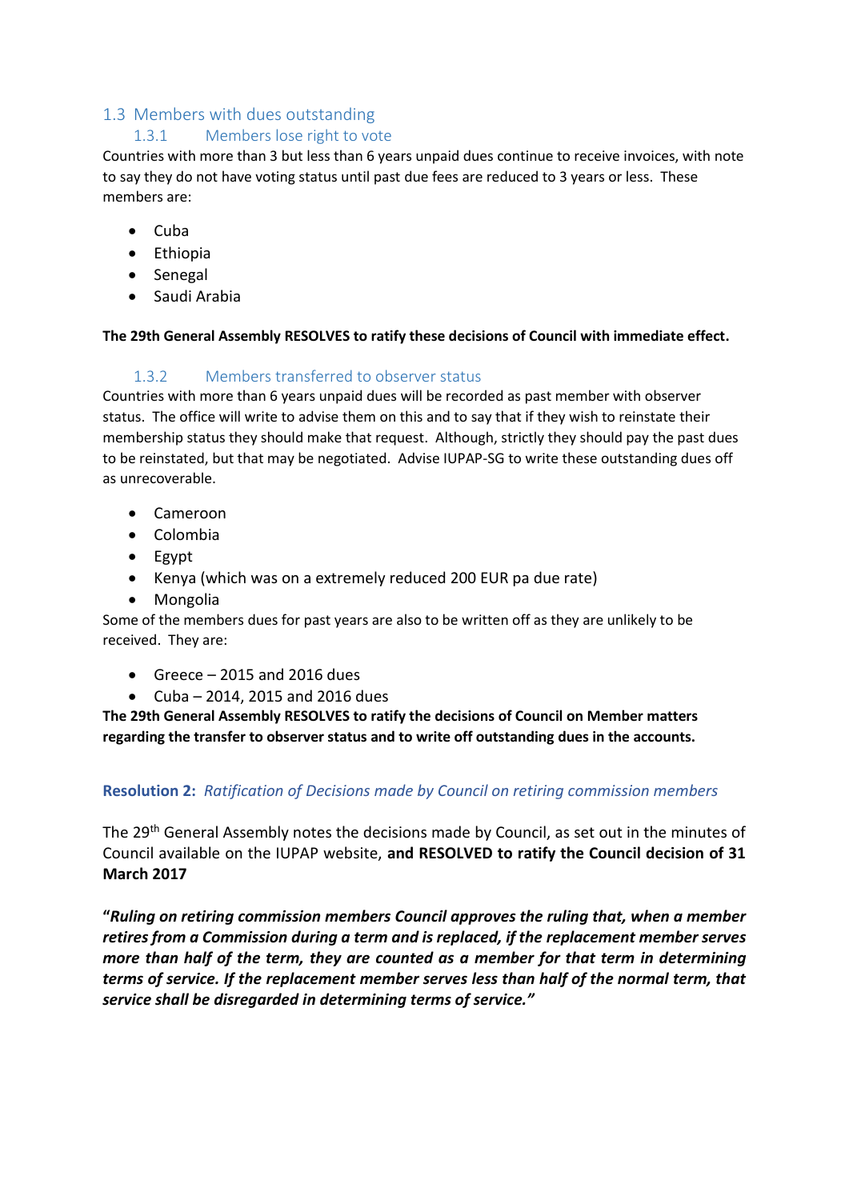## 1.3 Members with dues outstanding

### 1.3.1 Members lose right to vote

Countries with more than 3 but less than 6 years unpaid dues continue to receive invoices, with note to say they do not have voting status until past due fees are reduced to 3 years or less. These members are:

- Cuba
- Ethiopia
- Senegal
- Saudi Arabia

**The 29th General Assembly RESOLVES to ratify these decisions of Council with immediate effect.**

### 1.3.2 Members transferred to observer status

Countries with more than 6 years unpaid dues will be recorded as past member with observer status. The office will write to advise them on this and to say that if they wish to reinstate their membership status they should make that request. Although, strictly they should pay the past dues to be reinstated, but that may be negotiated. Advise IUPAP-SG to write these outstanding dues off as unrecoverable.

- Cameroon
- Colombia
- Egypt
- Kenya (which was on a extremely reduced 200 EUR pa due rate)
- Mongolia

Some of the members dues for past years are also to be written off as they are unlikely to be received. They are:

- Greece – 2015 and 2016 dues
- Cuba – 2014, 2015 and 2016 dues

**The 29th General Assembly RESOLVES to ratify the decisions of Council on Member matters regarding the transfer to observer status and to write off outstanding dues in the accounts.**

**Resolution 2:** *Ratification of Decisions made by Council on retiring commission members*

The 29th General Assembly notes the decisions made by Council, as set out in the minutes of Council available on the IUPAP website, **and RESOLVED to ratify the Council decision of 31 March 2017**

**"*Ruling on retiring commission members Council approves the ruling that, when a member retires from a Commission during a term and is replaced, if the replacement member serves more than half of the term, they are counted as a member for that term in determining terms of service. If the replacement member serves less than half of the normal term, that service shall be disregarded in determining terms of service."***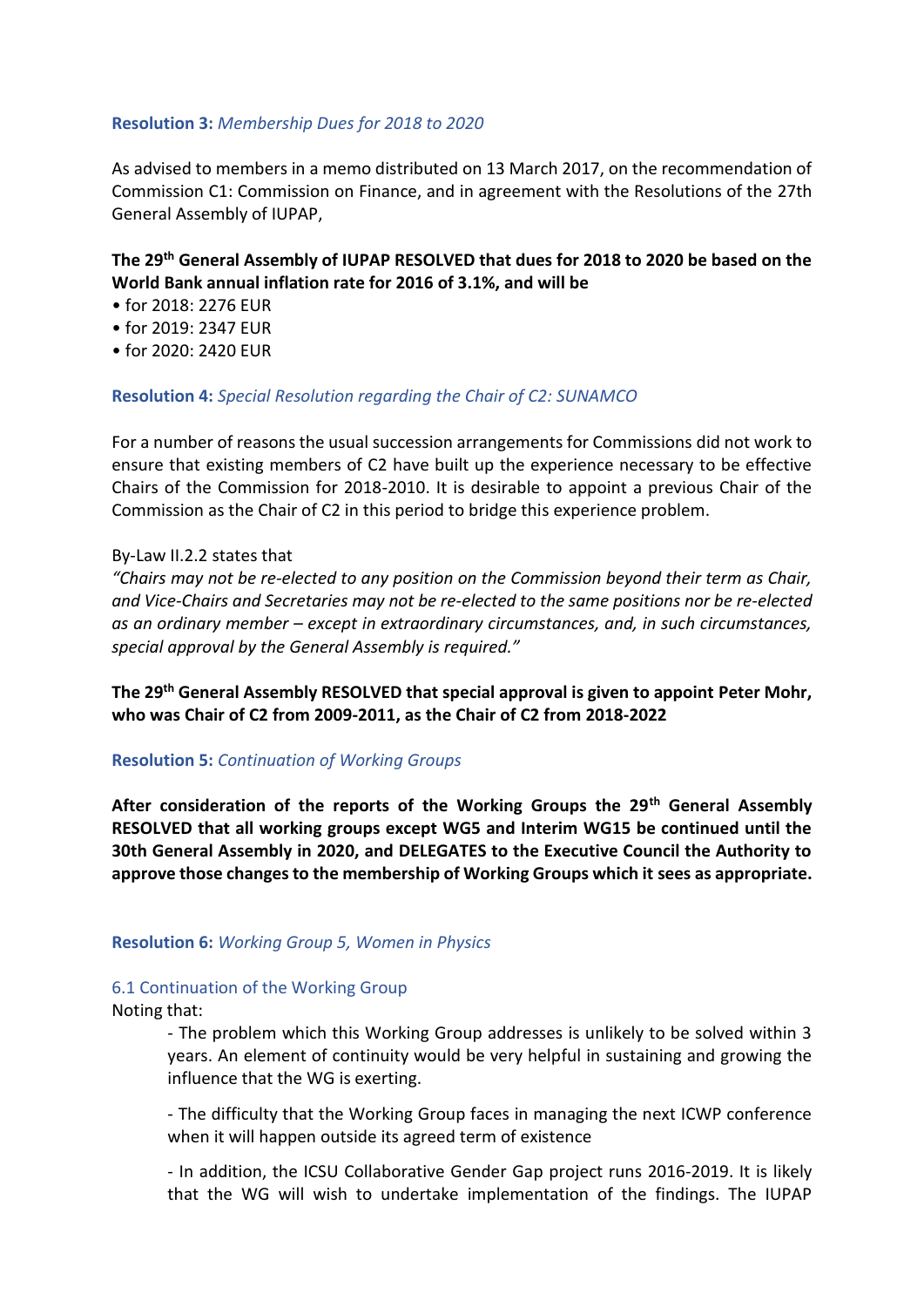**Resolution 3:** *Membership Dues for 2018 to 2020*

As advised to members in a memo distributed on 13 March 2017, on the recommendation of Commission C1: Commission on Finance, and in agreement with the Resolutions of the 27th General Assembly of IUPAP,

**The 29th General Assembly of IUPAP RESOLVED that dues for 2018 to 2020 be based on the World Bank annual inflation rate for 2016 of 3.1%, and will be**

- for 2018: 2276 EUR
- for 2019: 2347 EUR
- for 2020: 2420 EUR

**Resolution 4:** *Special Resolution regarding the Chair of C2: SUNAMCO*

For a number of reasons the usual succession arrangements for Commissions did not work to ensure that existing members of C2 have built up the experience necessary to be effective Chairs of the Commission for 2018-2010. It is desirable to appoint a previous Chair of the Commission as the Chair of C2 in this period to bridge this experience problem.

By-Law II.2.2 states that

*"Chairs may not be re-elected to any position on the Commission beyond their term as Chair, and Vice-Chairs and Secretaries may not be re-elected to the same positions nor be re-elected as an ordinary member – except in extraordinary circumstances, and, in such circumstances, special approval by the General Assembly is required."*

**The 29th General Assembly RESOLVED that special approval is given to appoint Peter Mohr, who was Chair of C2 from 2009-2011, as the Chair of C2 from 2018-2022**

**Resolution 5:** *Continuation of Working Groups*

**After consideration of the reports of the Working Groups the 29th General Assembly RESOLVED that all working groups except WG5 and Interim WG15 be continued until the 30th General Assembly in 2020, and DELEGATES to the Executive Council the Authority to approve those changes to the membership of Working Groups which it sees as appropriate.**

**Resolution 6:** *Working Group 5, Women in Physics*

6.1 Continuation of the Working Group

Noting that:

- The problem which this Working Group addresses is unlikely to be solved within 3 years. An element of continuity would be very helpful in sustaining and growing the influence that the WG is exerting.

- The difficulty that the Working Group faces in managing the next ICWP conference when it will happen outside its agreed term of existence

- In addition, the ICSU Collaborative Gender Gap project runs 2016-2019. It is likely that the WG will wish to undertake implementation of the findings. The IUPAP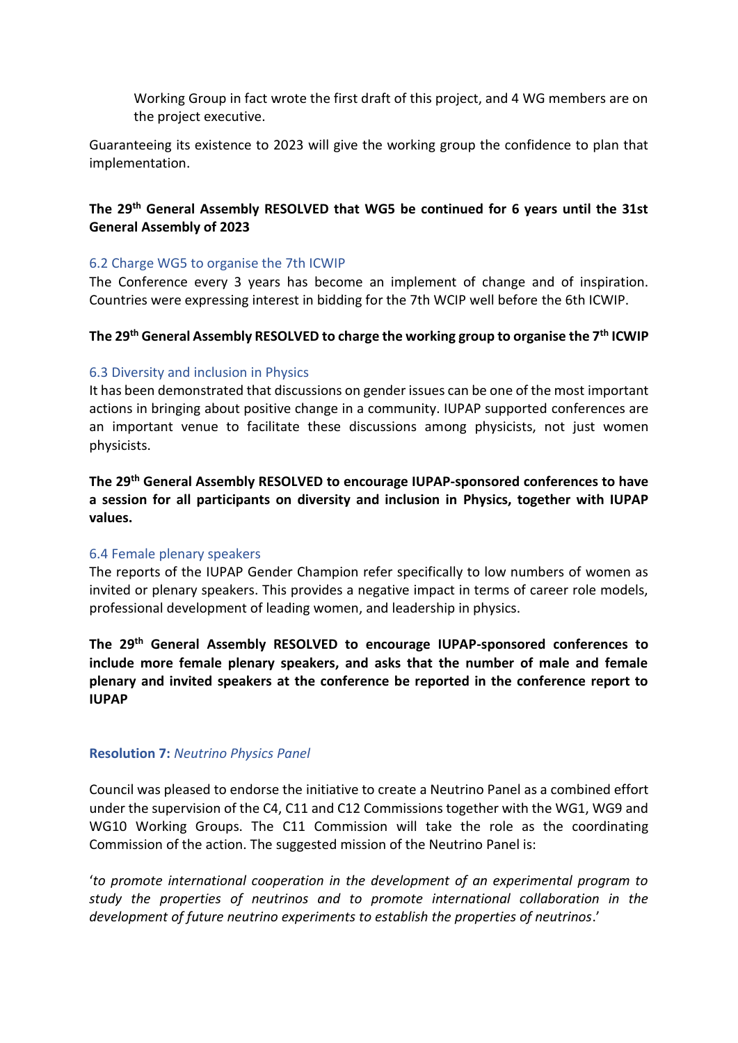Working Group in fact wrote the first draft of this project, and 4 WG members are on the project executive.

Guaranteeing its existence to 2023 will give the working group the confidence to plan that implementation.

**The 29th General Assembly RESOLVED that WG5 be continued for 6 years until the 31st General Assembly of 2023**

### 6.2 Charge WG5 to organise the 7th ICWIP

The Conference every 3 years has become an implement of change and of inspiration. Countries were expressing interest in bidding for the 7th WCIP well before the 6th ICWIP.

**The 29th General Assembly RESOLVED to charge the working group to organise the 7th ICWIP**

### 6.3 Diversity and inclusion in Physics

It has been demonstrated that discussions on gender issues can be one of the most important actions in bringing about positive change in a community. IUPAP supported conferences are an important venue to facilitate these discussions among physicists, not just women physicists.

**The 29th General Assembly RESOLVED to encourage IUPAP-sponsored conferences to have a session for all participants on diversity and inclusion in Physics, together with IUPAP values.**

### 6.4 Female plenary speakers

The reports of the IUPAP Gender Champion refer specifically to low numbers of women as invited or plenary speakers. This provides a negative impact in terms of career role models, professional development of leading women, and leadership in physics.

**The 29th General Assembly RESOLVED to encourage IUPAP-sponsored conferences to include more female plenary speakers, and asks that the number of male and female plenary and invited speakers at the conference be reported in the conference report to IUPAP**

## Resolution 7: *Neutrino Physics Panel*

Council was pleased to endorse the initiative to create a Neutrino Panel as a combined effort under the supervision of the C4, C11 and C12 Commissions together with the WG1, WG9 and WG10 Working Groups. The C11 Commission will take the role as the coordinating Commission of the action. The suggested mission of the Neutrino Panel is:

'*to promote international cooperation in the development of an experimental program to study the properties of neutrinos and to promote international collaboration in the development of future neutrino experiments to establish the properties of neutrinos*.'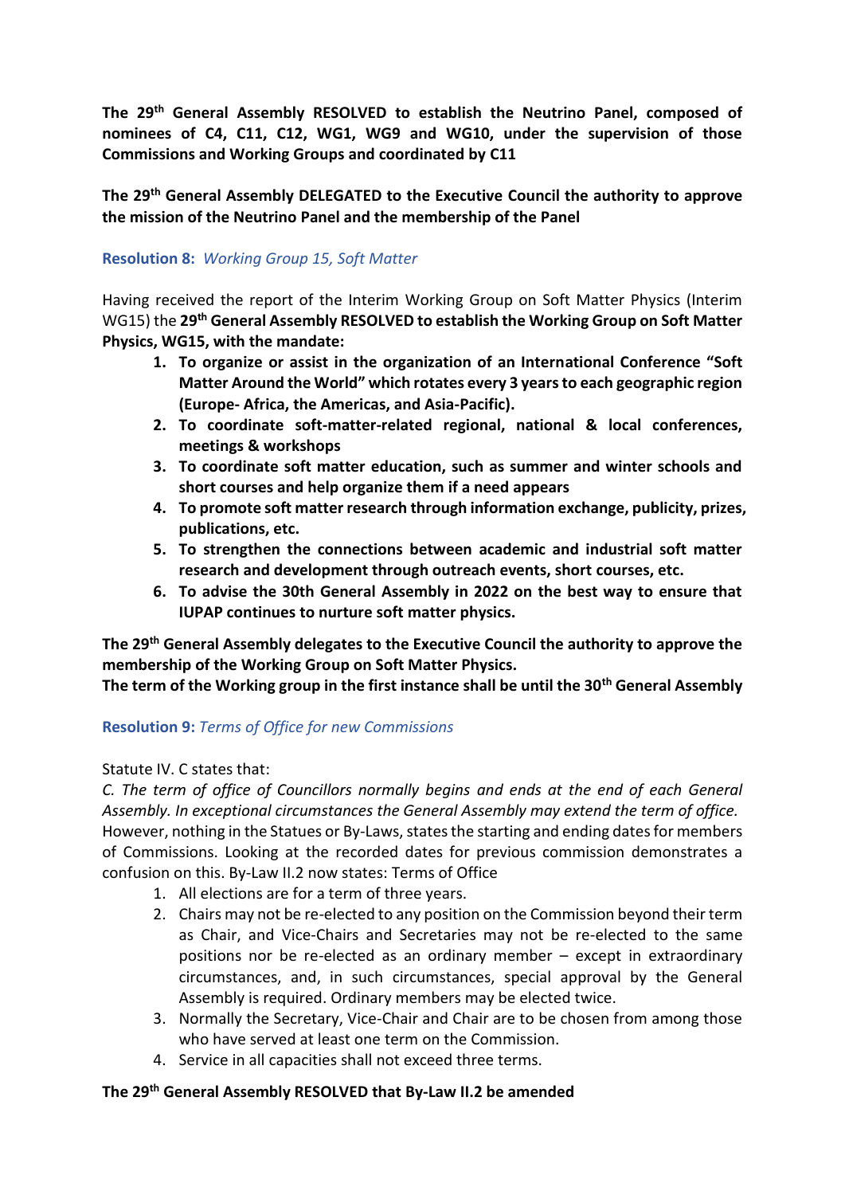**The 29th General Assembly RESOLVED to establish the Neutrino Panel, composed of nominees of C4, C11, C12, WG1, WG9 and WG10, under the supervision of those Commissions and Working Groups and coordinated by C11**

**The 29th General Assembly DELEGATED to the Executive Council the authority to approve the mission of the Neutrino Panel and the membership of the Panel**

**Resolution 8:** *Working Group 15, Soft Matter*

Having received the report of the Interim Working Group on Soft Matter Physics (Interim WG15) the **29th General Assembly RESOLVED to establish the Working Group on Soft Matter Physics, WG15, with the mandate:**

1. **To organize or assist in the organization of an International Conference "Soft Matter Around the World" which rotates every 3 years to each geographic region (Europe- Africa, the Americas, and Asia-Pacific).**
2. **To coordinate soft-matter-related regional, national & local conferences, meetings & workshops**
3. **To coordinate soft matter education, such as summer and winter schools and short courses and help organize them if a need appears**
4. **To promote soft matter research through information exchange, publicity, prizes, publications, etc.**
5. **To strengthen the connections between academic and industrial soft matter research and development through outreach events, short courses, etc.**
6. **To advise the 30th General Assembly in 2022 on the best way to ensure that IUPAP continues to nurture soft matter physics.**

**The 29th General Assembly delegates to the Executive Council the authority to approve the membership of the Working Group on Soft Matter Physics.**
**The term of the Working group in the first instance shall be until the 30th General Assembly**

**Resolution 9:** *Terms of Office for new Commissions*

Statute IV. C states that:
*C. The term of office of Councillors normally begins and ends at the end of each General Assembly. In exceptional circumstances the General Assembly may extend the term of office.*
However, nothing in the Statues or By-Laws, states the starting and ending dates for members of Commissions. Looking at the recorded dates for previous commission demonstrates a confusion on this. By-Law II.2 now states: Terms of Office

1. All elections are for a term of three years.
2. Chairs may not be re-elected to any position on the Commission beyond their term as Chair, and Vice-Chairs and Secretaries may not be re-elected to the same positions nor be re-elected as an ordinary member – except in extraordinary circumstances, and, in such circumstances, special approval by the General Assembly is required. Ordinary members may be elected twice.
3. Normally the Secretary, Vice-Chair and Chair are to be chosen from among those who have served at least one term on the Commission.
4. Service in all capacities shall not exceed three terms.

**The 29th General Assembly RESOLVED that By-Law II.2 be amended**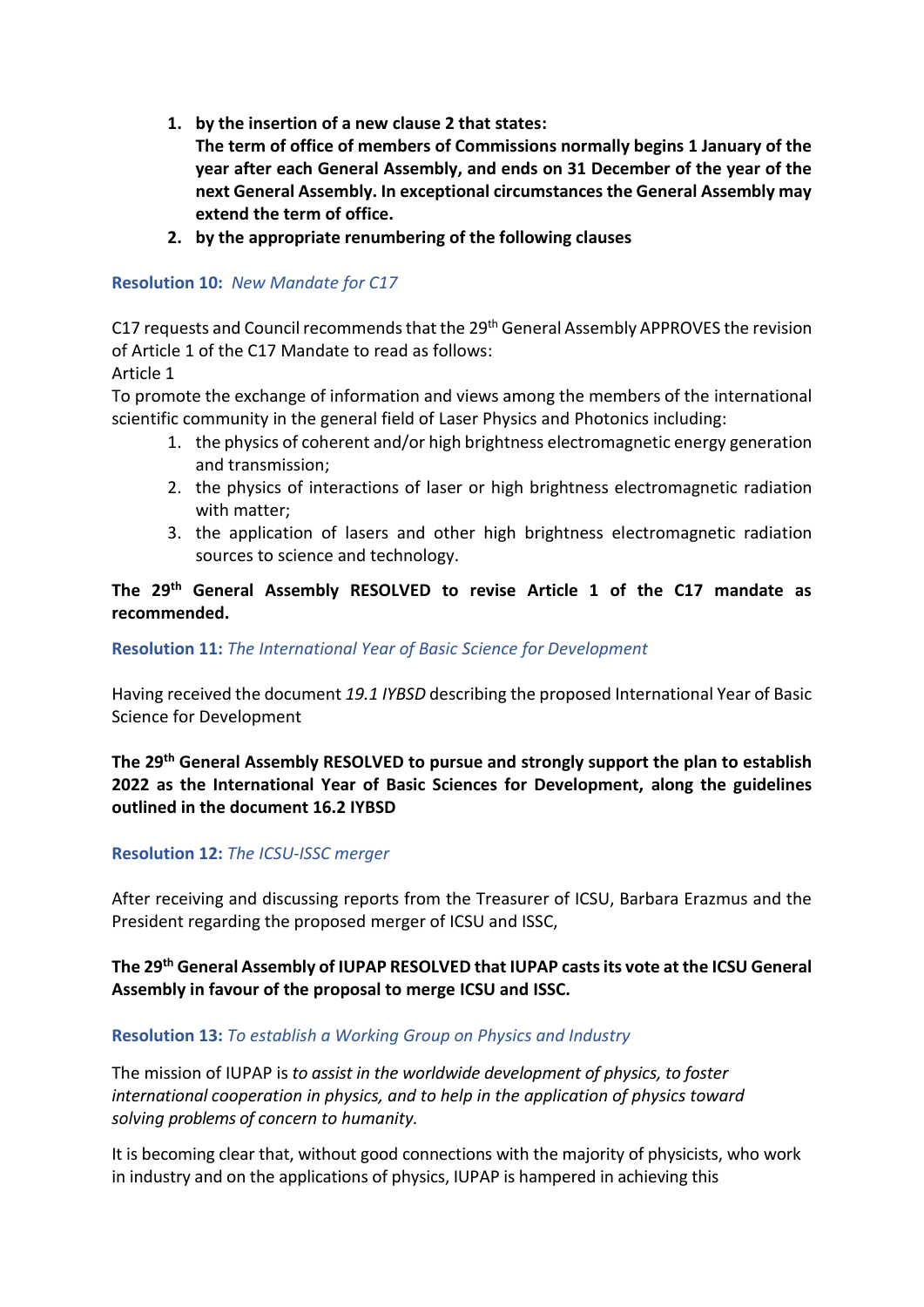1. **by the insertion of a new clause 2 that states:**
   **The term of office of members of Commissions normally begins 1 January of the year after each General Assembly, and ends on 31 December of the year of the next General Assembly. In exceptional circumstances the General Assembly may extend the term of office.**
2. **by the appropriate renumbering of the following clauses**

**Resolution 10:** *New Mandate for C17*

C17 requests and Council recommends that the 29th General Assembly APPROVES the revision of Article 1 of the C17 Mandate to read as follows:
Article 1
To promote the exchange of information and views among the members of the international scientific community in the general field of Laser Physics and Photonics including:

1. the physics of coherent and/or high brightness electromagnetic energy generation and transmission;
2. the physics of interactions of laser or high brightness electromagnetic radiation with matter;
3. the application of lasers and other high brightness electromagnetic radiation sources to science and technology.

**The 29th General Assembly RESOLVED to revise Article 1 of the C17 mandate as recommended.**

**Resolution 11:** *The International Year of Basic Science for Development*

Having received the document *19.1 IYBSD* describing the proposed International Year of Basic Science for Development

**The 29th General Assembly RESOLVED to pursue and strongly support the plan to establish 2022 as the International Year of Basic Sciences for Development, along the guidelines outlined in the document 16.2 IYBSD**

**Resolution 12:** *The ICSU-ISSC merger*

After receiving and discussing reports from the Treasurer of ICSU, Barbara Erazmus and the President regarding the proposed merger of ICSU and ISSC,

**The 29th General Assembly of IUPAP RESOLVED that IUPAP casts its vote at the ICSU General Assembly in favour of the proposal to merge ICSU and ISSC.**

**Resolution 13:** *To establish a Working Group on Physics and Industry*

The mission of IUPAP is *to assist in the worldwide development of physics, to foster international cooperation in physics, and to help in the application of physics toward solving problems of concern to humanity.*

It is becoming clear that, without good connections with the majority of physicists, who work in industry and on the applications of physics, IUPAP is hampered in achieving this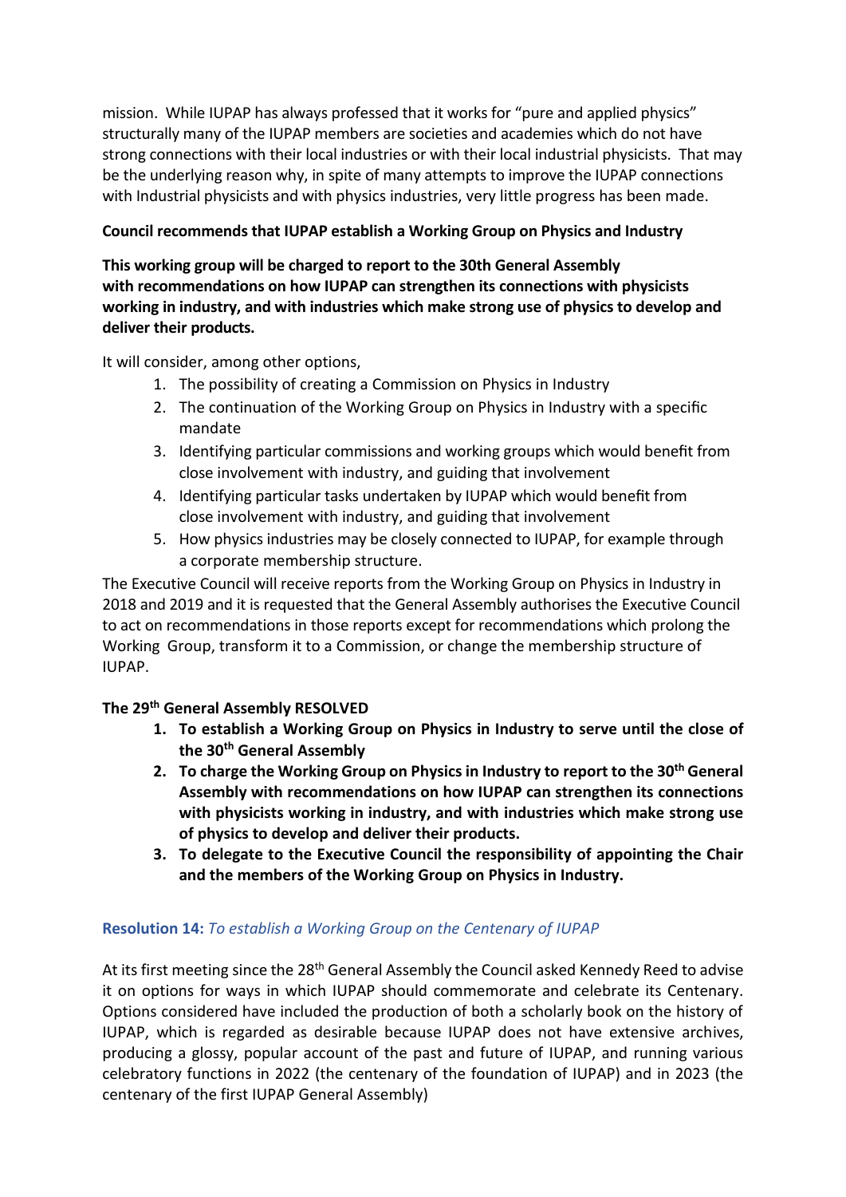mission. While IUPAP has always professed that it works for "pure and applied physics" structurally many of the IUPAP members are societies and academies which do not have strong connections with their local industries or with their local industrial physicists. That may be the underlying reason why, in spite of many attempts to improve the IUPAP connections with Industrial physicists and with physics industries, very little progress has been made.

**Council recommends that IUPAP establish a Working Group on Physics and Industry**

**This working group will be charged to report to the 30th General Assembly with recommendations on how IUPAP can strengthen its connections with physicists working in industry, and with industries which make strong use of physics to develop and deliver their products.**

It will consider, among other options,

1. The possibility of creating a Commission on Physics in Industry
2. The continuation of the Working Group on Physics in Industry with a specific mandate
3. Identifying particular commissions and working groups which would benefit from close involvement with industry, and guiding that involvement
4. Identifying particular tasks undertaken by IUPAP which would benefit from close involvement with industry, and guiding that involvement
5. How physics industries may be closely connected to IUPAP, for example through a corporate membership structure.

The Executive Council will receive reports from the Working Group on Physics in Industry in 2018 and 2019 and it is requested that the General Assembly authorises the Executive Council to act on recommendations in those reports except for recommendations which prolong the Working Group, transform it to a Commission, or change the membership structure of IUPAP.

**The 29th General Assembly RESOLVED**

1. **To establish a Working Group on Physics in Industry to serve until the close of the 30th General Assembly**
2. **To charge the Working Group on Physics in Industry to report to the 30th General Assembly with recommendations on how IUPAP can strengthen its connections with physicists working in industry, and with industries which make strong use of physics to develop and deliver their products.**
3. **To delegate to the Executive Council the responsibility of appointing the Chair and the members of the Working Group on Physics in Industry.**

### **Resolution 14:** *To establish a Working Group on the Centenary of IUPAP*

At its first meeting since the 28th General Assembly the Council asked Kennedy Reed to advise it on options for ways in which IUPAP should commemorate and celebrate its Centenary. Options considered have included the production of both a scholarly book on the history of IUPAP, which is regarded as desirable because IUPAP does not have extensive archives, producing a glossy, popular account of the past and future of IUPAP, and running various celebratory functions in 2022 (the centenary of the foundation of IUPAP) and in 2023 (the centenary of the first IUPAP General Assembly)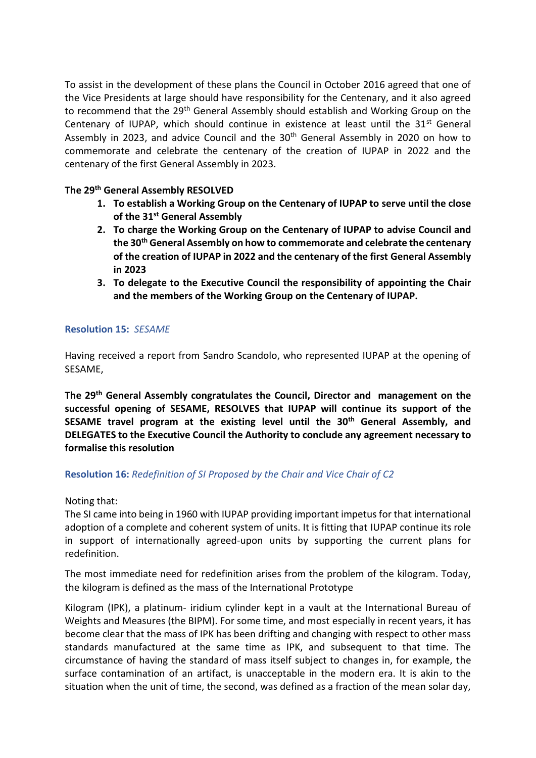To assist in the development of these plans the Council in October 2016 agreed that one of the Vice Presidents at large should have responsibility for the Centenary, and it also agreed to recommend that the 29th General Assembly should establish and Working Group on the Centenary of IUPAP, which should continue in existence at least until the 31st General Assembly in 2023, and advice Council and the 30th General Assembly in 2020 on how to commemorate and celebrate the centenary of the creation of IUPAP in 2022 and the centenary of the first General Assembly in 2023.

**The 29th General Assembly RESOLVED**

1. **To establish a Working Group on the Centenary of IUPAP to serve until the close of the 31st General Assembly**
2. **To charge the Working Group on the Centenary of IUPAP to advise Council and the 30th General Assembly on how to commemorate and celebrate the centenary of the creation of IUPAP in 2022 and the centenary of the first General Assembly in 2023**
3. **To delegate to the Executive Council the responsibility of appointing the Chair and the members of the Working Group on the Centenary of IUPAP.**

### Resolution 15: *SESAME*

Having received a report from Sandro Scandolo, who represented IUPAP at the opening of SESAME,

**The 29th General Assembly congratulates the Council, Director and management on the successful opening of SESAME, RESOLVES that IUPAP will continue its support of the SESAME travel program at the existing level until the 30th General Assembly, and DELEGATES to the Executive Council the Authority to conclude any agreement necessary to formalise this resolution**

### Resolution 16: *Redefinition of SI Proposed by the Chair and Vice Chair of C2*

Noting that:
The SI came into being in 1960 with IUPAP providing important impetus for that international adoption of a complete and coherent system of units. It is fitting that IUPAP continue its role in support of internationally agreed-upon units by supporting the current plans for redefinition.

The most immediate need for redefinition arises from the problem of the kilogram. Today, the kilogram is defined as the mass of the International Prototype

Kilogram (IPK), a platinum- iridium cylinder kept in a vault at the International Bureau of Weights and Measures (the BIPM). For some time, and most especially in recent years, it has become clear that the mass of IPK has been drifting and changing with respect to other mass standards manufactured at the same time as IPK, and subsequent to that time. The circumstance of having the standard of mass itself subject to changes in, for example, the surface contamination of an artifact, is unacceptable in the modern era. It is akin to the situation when the unit of time, the second, was defined as a fraction of the mean solar day,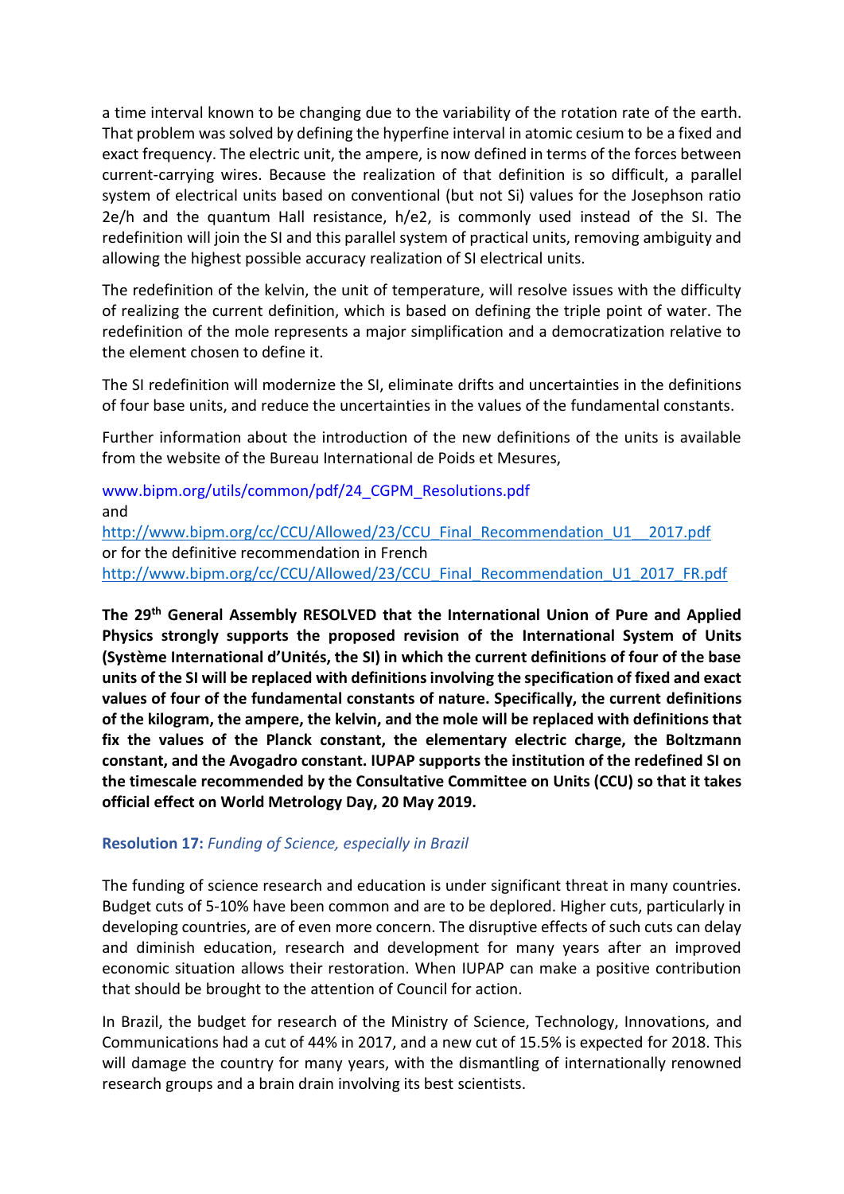a time interval known to be changing due to the variability of the rotation rate of the earth. That problem was solved by defining the hyperfine interval in atomic cesium to be a fixed and exact frequency. The electric unit, the ampere, is now defined in terms of the forces between current-carrying wires. Because the realization of that definition is so difficult, a parallel system of electrical units based on conventional (but not Si) values for the Josephson ratio $2e/h$ and the quantum Hall resistance, $h/e2$, is commonly used instead of the SI. The redefinition will join the SI and this parallel system of practical units, removing ambiguity and allowing the highest possible accuracy realization of SI electrical units.

The redefinition of the kelvin, the unit of temperature, will resolve issues with the difficulty of realizing the current definition, which is based on defining the triple point of water. The redefinition of the mole represents a major simplification and a democratization relative to the element chosen to define it.

The SI redefinition will modernize the SI, eliminate drifts and uncertainties in the definitions of four base units, and reduce the uncertainties in the values of the fundamental constants.

Further information about the introduction of the new definitions of the units is available from the website of the Bureau International de Poids et Mesures,

www.bipm.org/utils/common/pdf/24_CGPM_Resolutions.pdf
and
http://www.bipm.org/cc/CCU/Allowed/23/CCU_Final_Recommendation_U1__2017.pdf
or for the definitive recommendation in French
http://www.bipm.org/cc/CCU/Allowed/23/CCU_Final_Recommendation_U1_2017_FR.pdf

**The 29th General Assembly RESOLVED that the International Union of Pure and Applied Physics strongly supports the proposed revision of the International System of Units (Système International d'Unités, the SI) in which the current definitions of four of the base units of the SI will be replaced with definitions involving the specification of fixed and exact values of four of the fundamental constants of nature. Specifically, the current definitions of the kilogram, the ampere, the kelvin, and the mole will be replaced with definitions that fix the values of the Planck constant, the elementary electric charge, the Boltzmann constant, and the Avogadro constant. IUPAP supports the institution of the redefined SI on the timescale recommended by the Consultative Committee on Units (CCU) so that it takes official effect on World Metrology Day, 20 May 2019.**

### Resolution 17: *Funding of Science, especially in Brazil*

The funding of science research and education is under significant threat in many countries. Budget cuts of 5-10% have been common and are to be deplored. Higher cuts, particularly in developing countries, are of even more concern. The disruptive effects of such cuts can delay and diminish education, research and development for many years after an improved economic situation allows their restoration. When IUPAP can make a positive contribution that should be brought to the attention of Council for action.

In Brazil, the budget for research of the Ministry of Science, Technology, Innovations, and Communications had a cut of 44% in 2017, and a new cut of 15.5% is expected for 2018. This will damage the country for many years, with the dismantling of internationally renowned research groups and a brain drain involving its best scientists.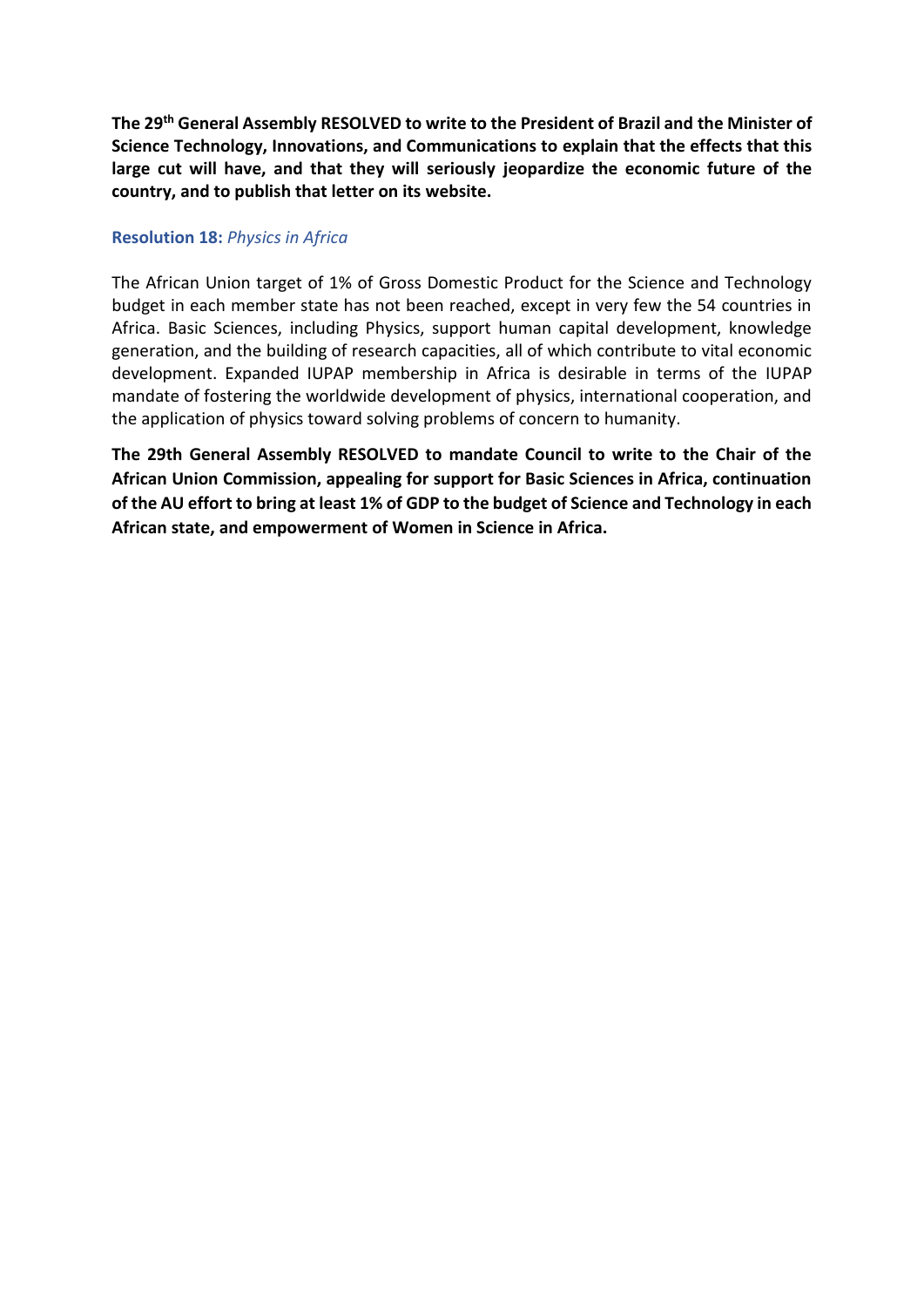**The 29th General Assembly RESOLVED to write to the President of Brazil and the Minister of Science Technology, Innovations, and Communications to explain that the effects that this large cut will have, and that they will seriously jeopardize the economic future of the country, and to publish that letter on its website.**

### Resolution 18: *Physics in Africa*

The African Union target of 1% of Gross Domestic Product for the Science and Technology budget in each member state has not been reached, except in very few the 54 countries in Africa. Basic Sciences, including Physics, support human capital development, knowledge generation, and the building of research capacities, all of which contribute to vital economic development. Expanded IUPAP membership in Africa is desirable in terms of the IUPAP mandate of fostering the worldwide development of physics, international cooperation, and the application of physics toward solving problems of concern to humanity.

**The 29th General Assembly RESOLVED to mandate Council to write to the Chair of the African Union Commission, appealing for support for Basic Sciences in Africa, continuation of the AU effort to bring at least 1% of GDP to the budget of Science and Technology in each African state, and empowerment of Women in Science in Africa.**